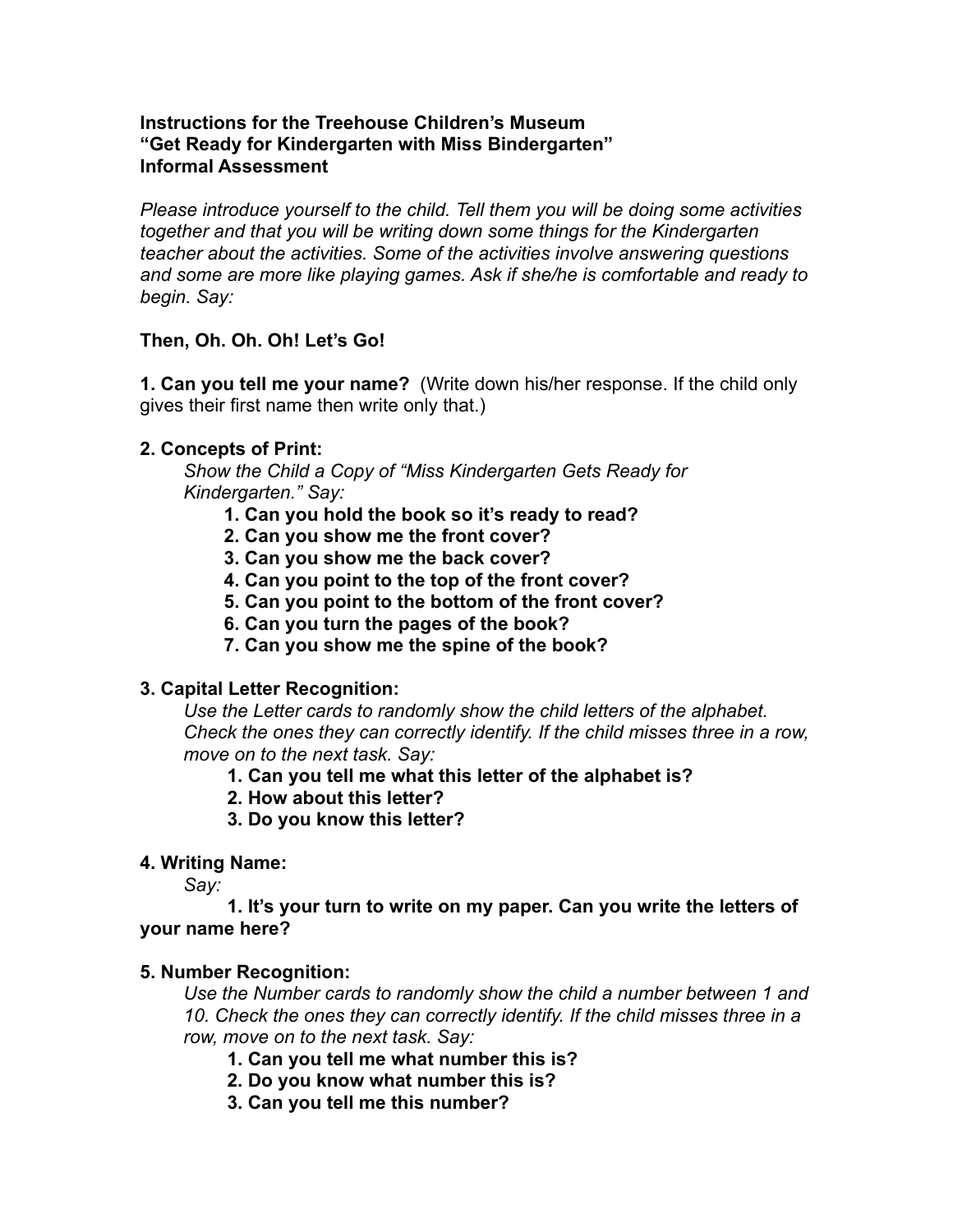**Instructions for the Treehouse Children's Museum**
**"Get Ready for Kindergarten with Miss Bindergarten"**
**Informal Assessment**

*Please introduce yourself to the child. Tell them you will be doing some activities together and that you will be writing down some things for the Kindergarten teacher about the activities. Some of the activities involve answering questions and some are more like playing games. Ask if she/he is comfortable and ready to begin. Say:*

**Then, Oh. Oh. Oh! Let's Go!**

**1. Can you tell me your name?** (Write down his/her response. If the child only gives their first name then write only that.)

**2. Concepts of Print:**

*Show the Child a Copy of "Miss Kindergarten Gets Ready for Kindergarten." Say:*

1. **Can you hold the book so it's ready to read?**
2. **Can you show me the front cover?**
3. **Can you show me the back cover?**
4. **Can you point to the top of the front cover?**
5. **Can you point to the bottom of the front cover?**
6. **Can you turn the pages of the book?**
7. **Can you show me the spine of the book?**

**3. Capital Letter Recognition:**

*Use the Letter cards to randomly show the child letters of the alphabet. Check the ones they can correctly identify. If the child misses three in a row, move on to the next task. Say:*

1. **Can you tell me what this letter of the alphabet is?**
2. **How about this letter?**
3. **Do you know this letter?**

**4. Writing Name:**

*Say:*

1. **It's your turn to write on my paper. Can you write the letters of your name here?**

**5. Number Recognition:**

*Use the Number cards to randomly show the child a number between 1 and 10. Check the ones they can correctly identify. If the child misses three in a row, move on to the next task. Say:*

1. **Can you tell me what number this is?**
2. **Do you know what number this is?**
3. **Can you tell me this number?**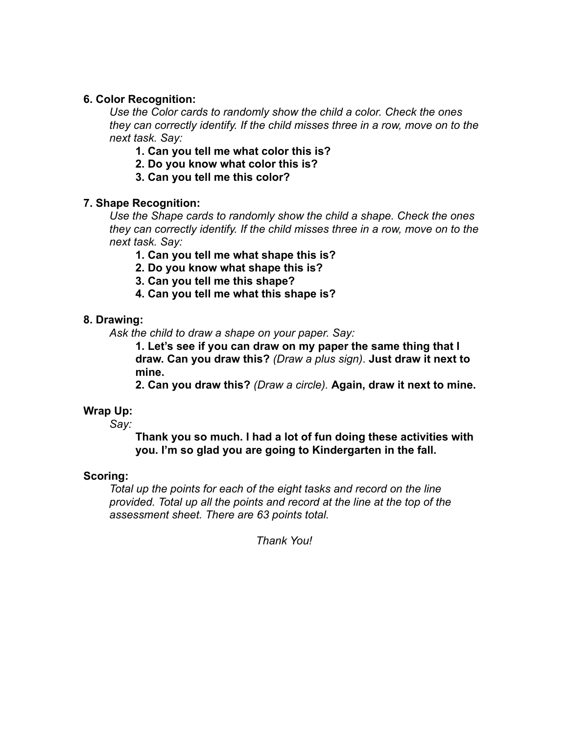**6. Color Recognition:**

*Use the Color cards to randomly show the child a color. Check the ones they can correctly identify. If the child misses three in a row, move on to the next task. Say:*

> **1. Can you tell me what color this is?**
> **2. Do you know what color this is?**
> **3. Can you tell me this color?**

**7. Shape Recognition:**

*Use the Shape cards to randomly show the child a shape. Check the ones they can correctly identify. If the child misses three in a row, move on to the next task. Say:*

> **1. Can you tell me what shape this is?**
> **2. Do you know what shape this is?**
> **3. Can you tell me this shape?**
> **4. Can you tell me what this shape is?**

**8. Drawing:**

*Ask the child to draw a shape on your paper. Say:*

> **1. Let's see if you can draw on my paper the same thing that I draw. Can you draw this?** *(Draw a plus sign)*. **Just draw it next to mine.**
>
> **2. Can you draw this?** *(Draw a circle).* **Again, draw it next to mine.**

**Wrap Up:**

*Say:*

> **Thank you so much. I had a lot of fun doing these activities with you. I'm so glad you are going to Kindergarten in the fall.**

**Scoring:**

*Total up the points for each of the eight tasks and record on the line provided. Total up all the points and record at the line at the top of the assessment sheet. There are 63 points total.*

*Thank You!*